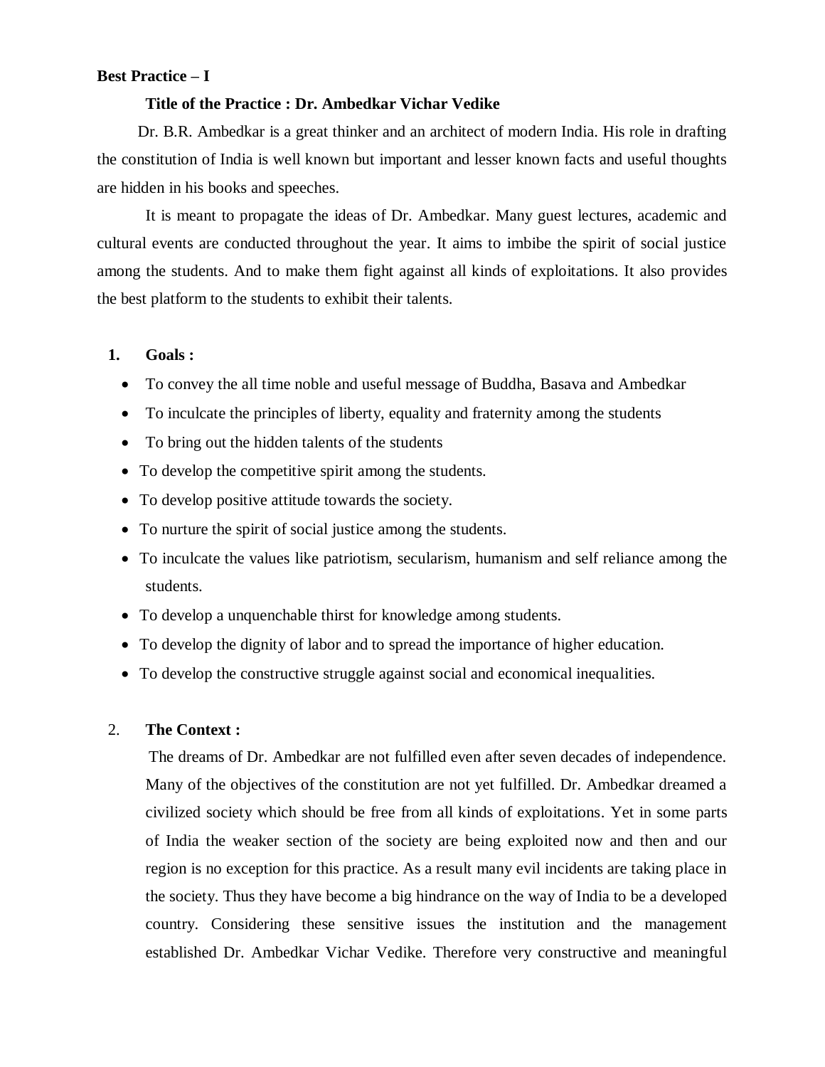**Best Practice – I**

**Title of the Practice : Dr. Ambedkar Vichar Vedike**

Dr. B.R. Ambedkar is a great thinker and an architect of modern India. His role in drafting the constitution of India is well known but important and lesser known facts and useful thoughts are hidden in his books and speeches.

It is meant to propagate the ideas of Dr. Ambedkar. Many guest lectures, academic and cultural events are conducted throughout the year. It aims to imbibe the spirit of social justice among the students. And to make them fight against all kinds of exploitations. It also provides the best platform to the students to exhibit their talents.

1. **Goals :**

- To convey the all time noble and useful message of Buddha, Basava and Ambedkar
- To inculcate the principles of liberty, equality and fraternity among the students
- To bring out the hidden talents of the students
- To develop the competitive spirit among the students.
- To develop positive attitude towards the society.
- To nurture the spirit of social justice among the students.
- To inculcate the values like patriotism, secularism, humanism and self reliance among the students.
- To develop a unquenchable thirst for knowledge among students.
- To develop the dignity of labor and to spread the importance of higher education.
- To develop the constructive struggle against social and economical inequalities.

2. **The Context :**

The dreams of Dr. Ambedkar are not fulfilled even after seven decades of independence. Many of the objectives of the constitution are not yet fulfilled. Dr. Ambedkar dreamed a civilized society which should be free from all kinds of exploitations. Yet in some parts of India the weaker section of the society are being exploited now and then and our region is no exception for this practice. As a result many evil incidents are taking place in the society. Thus they have become a big hindrance on the way of India to be a developed country. Considering these sensitive issues the institution and the management established Dr. Ambedkar Vichar Vedike. Therefore very constructive and meaningful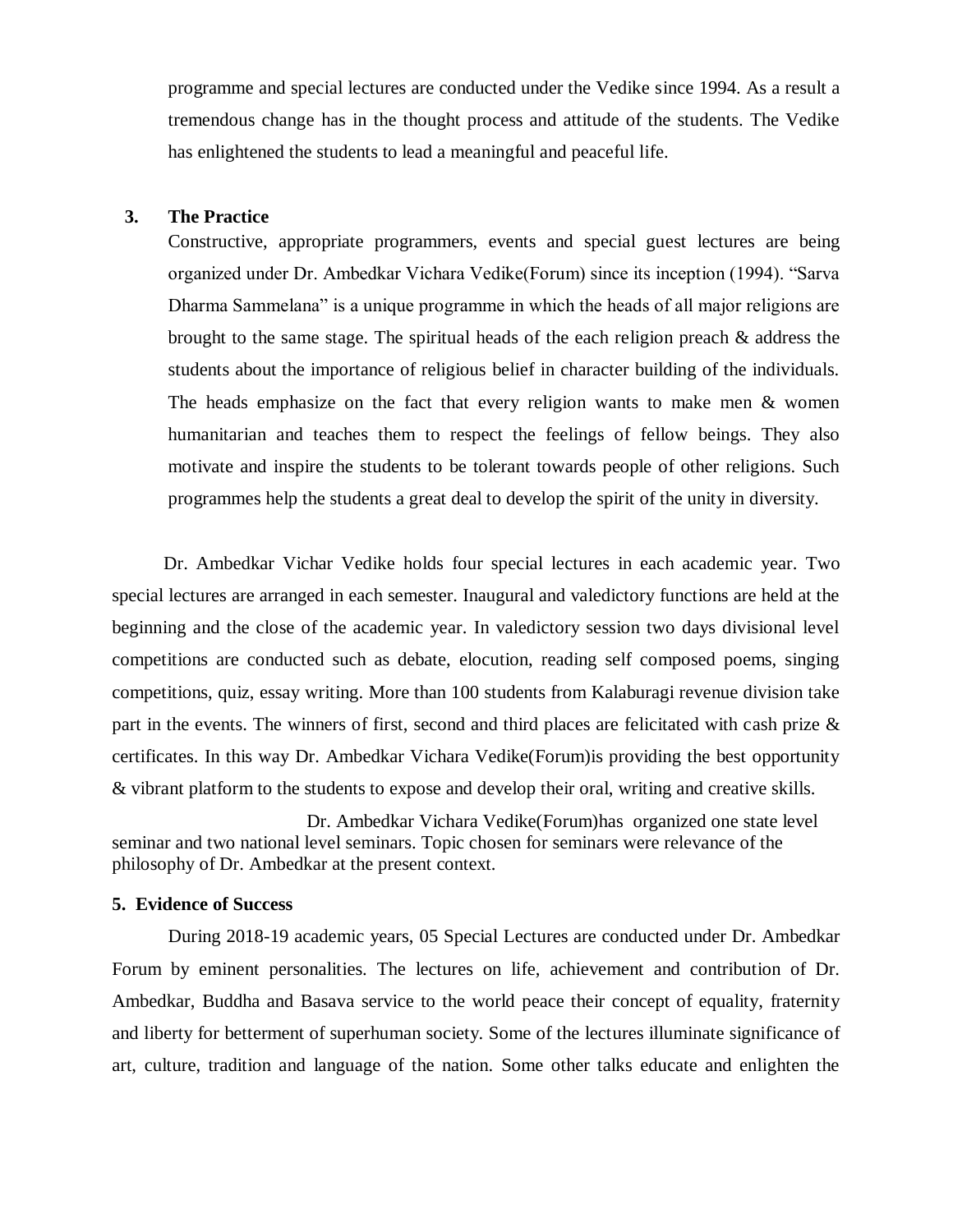programme and special lectures are conducted under the Vedike since 1994. As a result a tremendous change has in the thought process and attitude of the students. The Vedike has enlightened the students to lead a meaningful and peaceful life.

### 3. The Practice

Constructive, appropriate programmers, events and special guest lectures are being organized under Dr. Ambedkar Vichara Vedike(Forum) since its inception (1994). "Sarva Dharma Sammelana" is a unique programme in which the heads of all major religions are brought to the same stage. The spiritual heads of the each religion preach & address the students about the importance of religious belief in character building of the individuals. The heads emphasize on the fact that every religion wants to make men & women humanitarian and teaches them to respect the feelings of fellow beings. They also motivate and inspire the students to be tolerant towards people of other religions. Such programmes help the students a great deal to develop the spirit of the unity in diversity.

Dr. Ambedkar Vichar Vedike holds four special lectures in each academic year. Two special lectures are arranged in each semester. Inaugural and valedictory functions are held at the beginning and the close of the academic year. In valedictory session two days divisional level competitions are conducted such as debate, elocution, reading self composed poems, singing competitions, quiz, essay writing. More than 100 students from Kalaburagi revenue division take part in the events. The winners of first, second and third places are felicitated with cash prize & certificates. In this way Dr. Ambedkar Vichara Vedike(Forum)is providing the best opportunity & vibrant platform to the students to expose and develop their oral, writing and creative skills.

Dr. Ambedkar Vichara Vedike(Forum)has organized one state level seminar and two national level seminars. Topic chosen for seminars were relevance of the philosophy of Dr. Ambedkar at the present context.

### 5. Evidence of Success

During 2018-19 academic years, 05 Special Lectures are conducted under Dr. Ambedkar Forum by eminent personalities. The lectures on life, achievement and contribution of Dr. Ambedkar, Buddha and Basava service to the world peace their concept of equality, fraternity and liberty for betterment of superhuman society. Some of the lectures illuminate significance of art, culture, tradition and language of the nation. Some other talks educate and enlighten the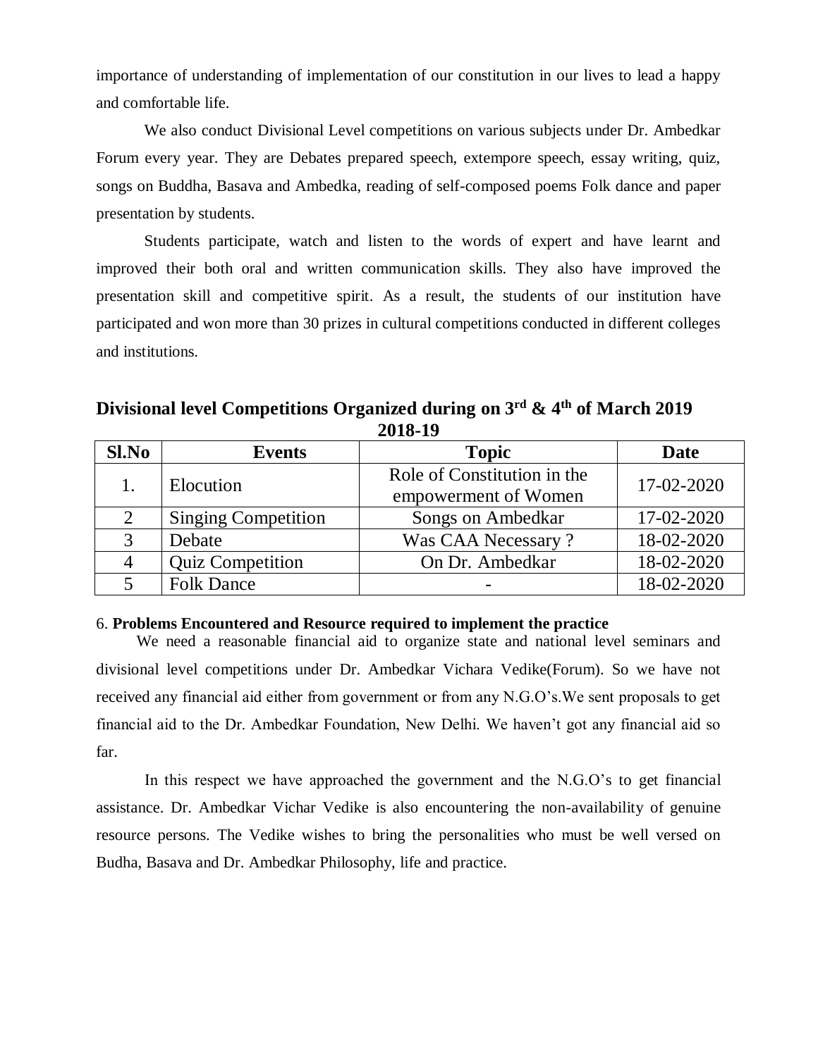importance of understanding of implementation of our constitution in our lives to lead a happy and comfortable life.

We also conduct Divisional Level competitions on various subjects under Dr. Ambedkar Forum every year. They are Debates prepared speech, extempore speech, essay writing, quiz, songs on Buddha, Basava and Ambedka, reading of self-composed poems Folk dance and paper presentation by students.

Students participate, watch and listen to the words of expert and have learnt and improved their both oral and written communication skills. They also have improved the presentation skill and competitive spirit. As a result, the students of our institution have participated and won more than 30 prizes in cultural competitions conducted in different colleges and institutions.

## Divisional level Competitions Organized during on 3rd & 4th of March 2019

**2018-19**

| Sl.No | Events | Topic | Date |
|---|---|---|---|
| 1. | Elocution | Role of Constitution in the empowerment of Women | 17-02-2020 |
| 2 | Singing Competition | Songs on Ambedkar | 17-02-2020 |
| 3 | Debate | Was CAA Necessary ? | 18-02-2020 |
| 4 | Quiz Competition | On Dr. Ambedkar | 18-02-2020 |
| 5 | Folk Dance | - | 18-02-2020 |

6. **Problems Encountered and Resource required to implement the practice**

We need a reasonable financial aid to organize state and national level seminars and divisional level competitions under Dr. Ambedkar Vichara Vedike(Forum). So we have not received any financial aid either from government or from any N.G.O's.We sent proposals to get financial aid to the Dr. Ambedkar Foundation, New Delhi. We haven't got any financial aid so far.

In this respect we have approached the government and the N.G.O's to get financial assistance. Dr. Ambedkar Vichar Vedike is also encountering the non-availability of genuine resource persons. The Vedike wishes to bring the personalities who must be well versed on Budha, Basava and Dr. Ambedkar Philosophy, life and practice.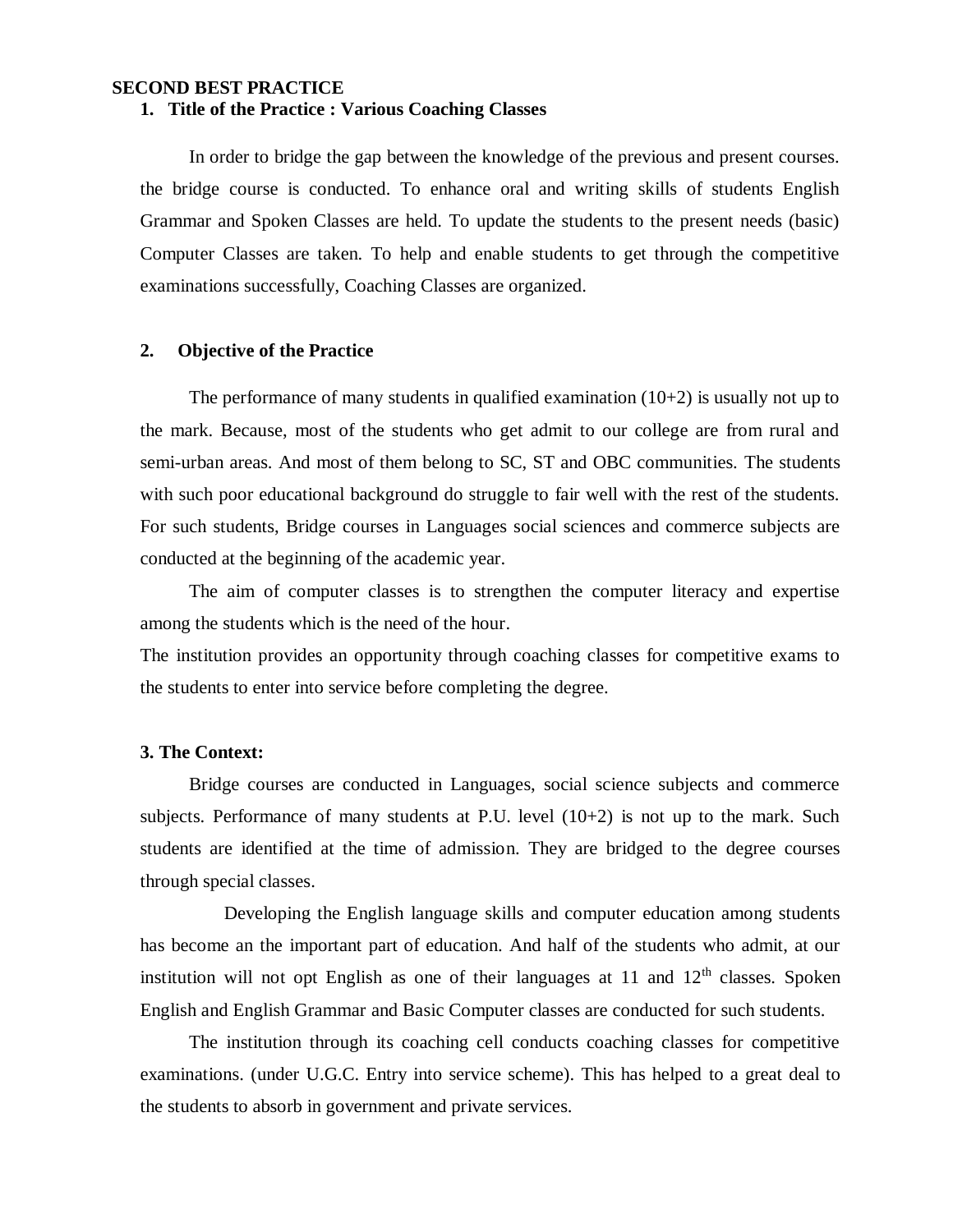**SECOND BEST PRACTICE**

**1. Title of the Practice : Various Coaching Classes**

In order to bridge the gap between the knowledge of the previous and present courses. the bridge course is conducted. To enhance oral and writing skills of students English Grammar and Spoken Classes are held. To update the students to the present needs (basic) Computer Classes are taken. To help and enable students to get through the competitive examinations successfully, Coaching Classes are organized.

**2. Objective of the Practice**

The performance of many students in qualified examination (10+2) is usually not up to the mark. Because, most of the students who get admit to our college are from rural and semi-urban areas. And most of them belong to SC, ST and OBC communities. The students with such poor educational background do struggle to fair well with the rest of the students. For such students, Bridge courses in Languages social sciences and commerce subjects are conducted at the beginning of the academic year.

The aim of computer classes is to strengthen the computer literacy and expertise among the students which is the need of the hour.

The institution provides an opportunity through coaching classes for competitive exams to the students to enter into service before completing the degree.

**3. The Context:**

Bridge courses are conducted in Languages, social science subjects and commerce subjects. Performance of many students at P.U. level (10+2) is not up to the mark. Such students are identified at the time of admission. They are bridged to the degree courses through special classes.

Developing the English language skills and computer education among students has become an the important part of education. And half of the students who admit, at our institution will not opt English as one of their languages at 11 and 12th classes. Spoken English and English Grammar and Basic Computer classes are conducted for such students.

The institution through its coaching cell conducts coaching classes for competitive examinations. (under U.G.C. Entry into service scheme). This has helped to a great deal to the students to absorb in government and private services.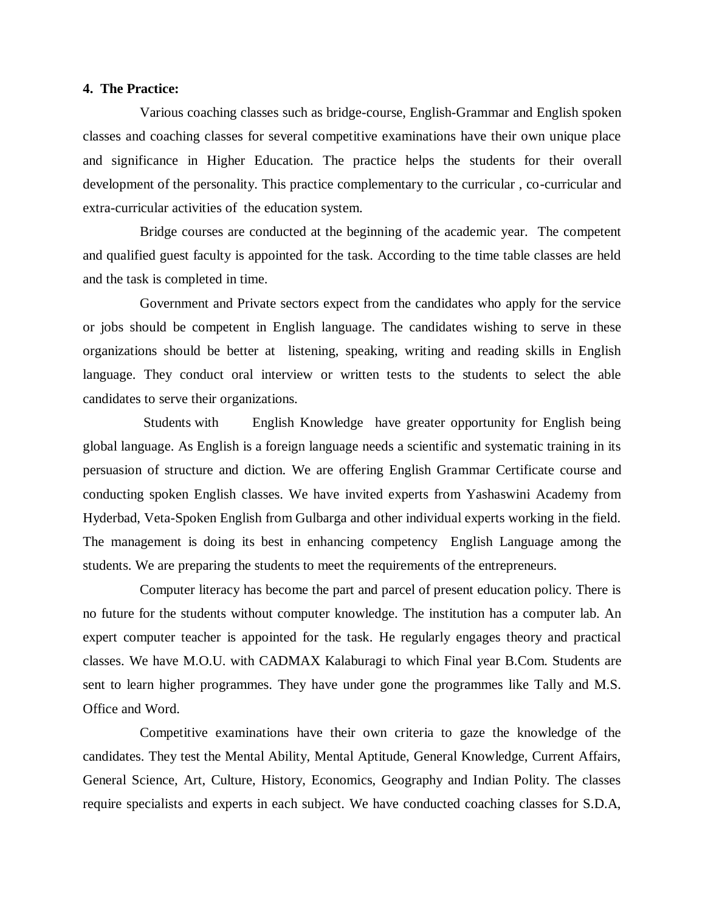**4. The Practice:**

Various coaching classes such as bridge-course, English-Grammar and English spoken classes and coaching classes for several competitive examinations have their own unique place and significance in Higher Education. The practice helps the students for their overall development of the personality. This practice complementary to the curricular , co-curricular and extra-curricular activities of the education system.

Bridge courses are conducted at the beginning of the academic year. The competent and qualified guest faculty is appointed for the task. According to the time table classes are held and the task is completed in time.

Government and Private sectors expect from the candidates who apply for the service or jobs should be competent in English language. The candidates wishing to serve in these organizations should be better at listening, speaking, writing and reading skills in English language. They conduct oral interview or written tests to the students to select the able candidates to serve their organizations.

Students with English Knowledge have greater opportunity for English being global language. As English is a foreign language needs a scientific and systematic training in its persuasion of structure and diction. We are offering English Grammar Certificate course and conducting spoken English classes. We have invited experts from Yashaswini Academy from Hyderbad, Veta-Spoken English from Gulbarga and other individual experts working in the field. The management is doing its best in enhancing competency English Language among the students. We are preparing the students to meet the requirements of the entrepreneurs.

Computer literacy has become the part and parcel of present education policy. There is no future for the students without computer knowledge. The institution has a computer lab. An expert computer teacher is appointed for the task. He regularly engages theory and practical classes. We have M.O.U. with CADMAX Kalaburagi to which Final year B.Com. Students are sent to learn higher programmes. They have under gone the programmes like Tally and M.S. Office and Word.

Competitive examinations have their own criteria to gaze the knowledge of the candidates. They test the Mental Ability, Mental Aptitude, General Knowledge, Current Affairs, General Science, Art, Culture, History, Economics, Geography and Indian Polity. The classes require specialists and experts in each subject. We have conducted coaching classes for S.D.A,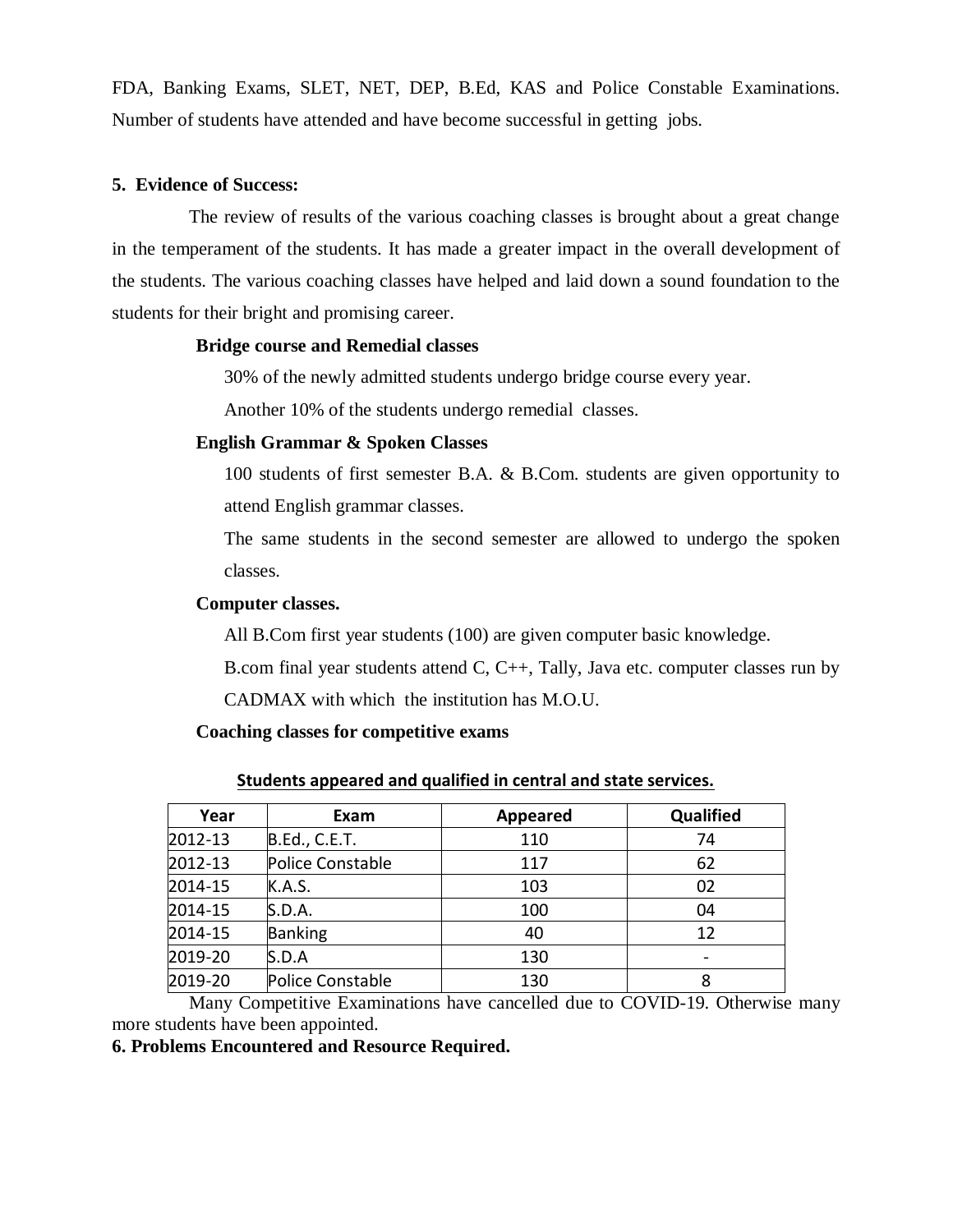FDA, Banking Exams, SLET, NET, DEP, B.Ed, KAS and Police Constable Examinations. Number of students have attended and have become successful in getting jobs.

**5. Evidence of Success:**

The review of results of the various coaching classes is brought about a great change in the temperament of the students. It has made a greater impact in the overall development of the students. The various coaching classes have helped and laid down a sound foundation to the students for their bright and promising career.

**Bridge course and Remedial classes**

30% of the newly admitted students undergo bridge course every year.

Another 10% of the students undergo remedial classes.

**English Grammar & Spoken Classes**

100 students of first semester B.A. & B.Com. students are given opportunity to attend English grammar classes.

The same students in the second semester are allowed to undergo the spoken classes.

**Computer classes.**

All B.Com first year students (100) are given computer basic knowledge.

B.com final year students attend C, C++, Tally, Java etc. computer classes run by CADMAX with which the institution has M.O.U.

**Coaching classes for competitive exams**

**Students appeared and qualified in central and state services.**

| Year | Exam | Appeared | Qualified |
|---|---|---|---|
| 2012-13 | B.Ed., C.E.T. | 110 | 74 |
| 2012-13 | Police Constable | 117 | 62 |
| 2014-15 | K.A.S. | 103 | 02 |
| 2014-15 | S.D.A. | 100 | 04 |
| 2014-15 | Banking | 40 | 12 |
| 2019-20 | S.D.A | 130 | - |
| 2019-20 | Police Constable | 130 | 8 |

Many Competitive Examinations have cancelled due to COVID-19. Otherwise many more students have been appointed.

**6. Problems Encountered and Resource Required.**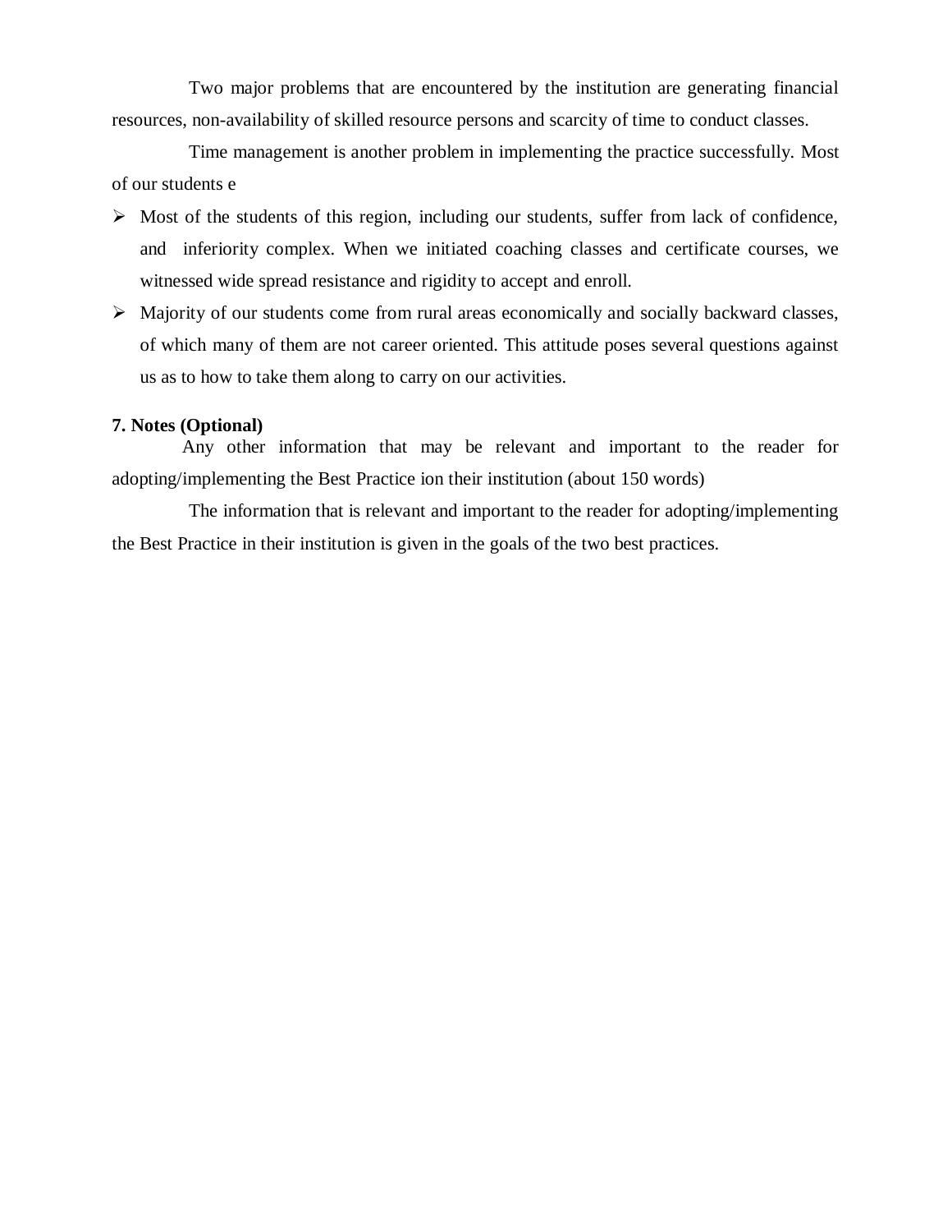Two major problems that are encountered by the institution are generating financial resources, non-availability of skilled resource persons and scarcity of time to conduct classes.

Time management is another problem in implementing the practice successfully. Most of our students e

- Most of the students of this region, including our students, suffer from lack of confidence, and inferiority complex. When we initiated coaching classes and certificate courses, we witnessed wide spread resistance and rigidity to accept and enroll.
- Majority of our students come from rural areas economically and socially backward classes, of which many of them are not career oriented. This attitude poses several questions against us as to how to take them along to carry on our activities.

**7. Notes (Optional)**

Any other information that may be relevant and important to the reader for adopting/implementing the Best Practice ion their institution (about 150 words)

The information that is relevant and important to the reader for adopting/implementing the Best Practice in their institution is given in the goals of the two best practices.